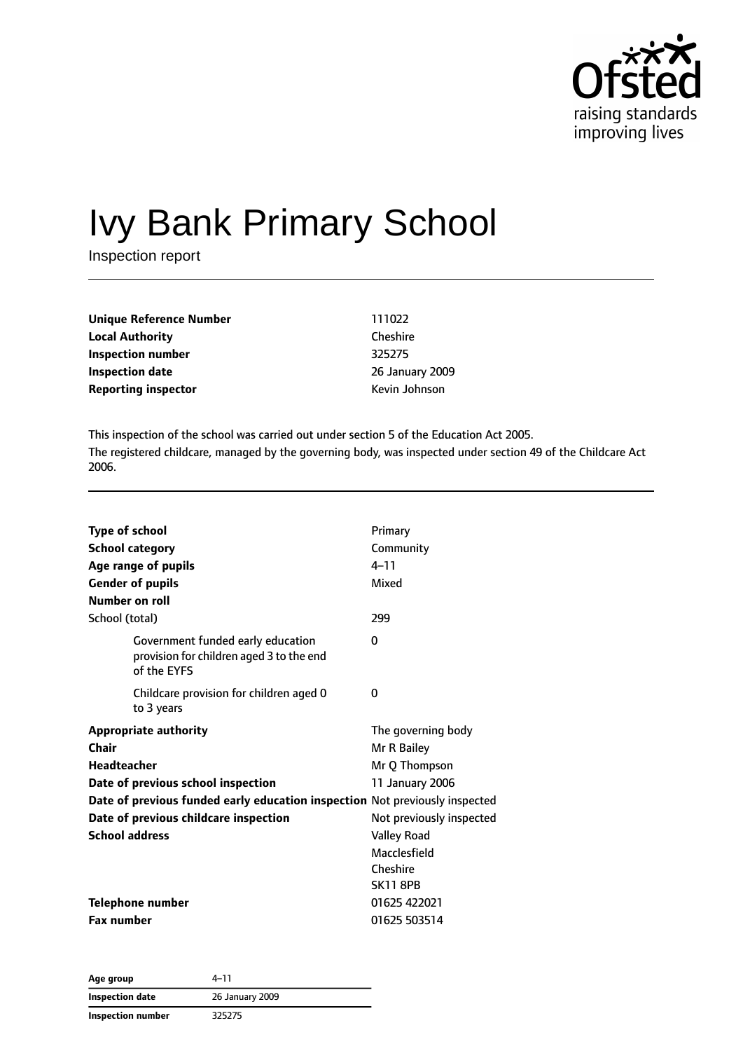# Ivy Bank Primary School

Inspection report

| | |
|---|---|
| **Unique Reference Number** | 111022 |
| **Local Authority** | Cheshire |
| **Inspection number** | 325275 |
| **Inspection date** | 26 January 2009 |
| **Reporting inspector** | Kevin Johnson |

This inspection of the school was carried out under section 5 of the Education Act 2005.

The registered childcare, managed by the governing body, was inspected under section 49 of the Childcare Act 2006.

| | |
|---|---|
| **Type of school** | Primary |
| **School category** | Community |
| **Age range of pupils** | 4–11 |
| **Gender of pupils** | Mixed |
| **Number on roll** | |
| School (total) | 299 |
| Government funded early education provision for children aged 3 to the end of the EYFS | 0 |
| Childcare provision for children aged 0 to 3 years | 0 |
| **Appropriate authority** | The governing body |
| **Chair** | Mr R Bailey |
| **Headteacher** | Mr Q Thompson |
| **Date of previous school inspection** | 11 January 2006 |
| **Date of previous funded early education inspection** | Not previously inspected |
| **Date of previous childcare inspection** | Not previously inspected |
| **School address** | Valley Road<br>Macclesfield<br>Cheshire<br>SK11 8PB |
| **Telephone number** | 01625 422021 |
| **Fax number** | 01625 503514 |

| | |
|---|---|
| **Age group** | 4–11 |
| **Inspection date** | 26 January 2009 |
| **Inspection number** | 325275 |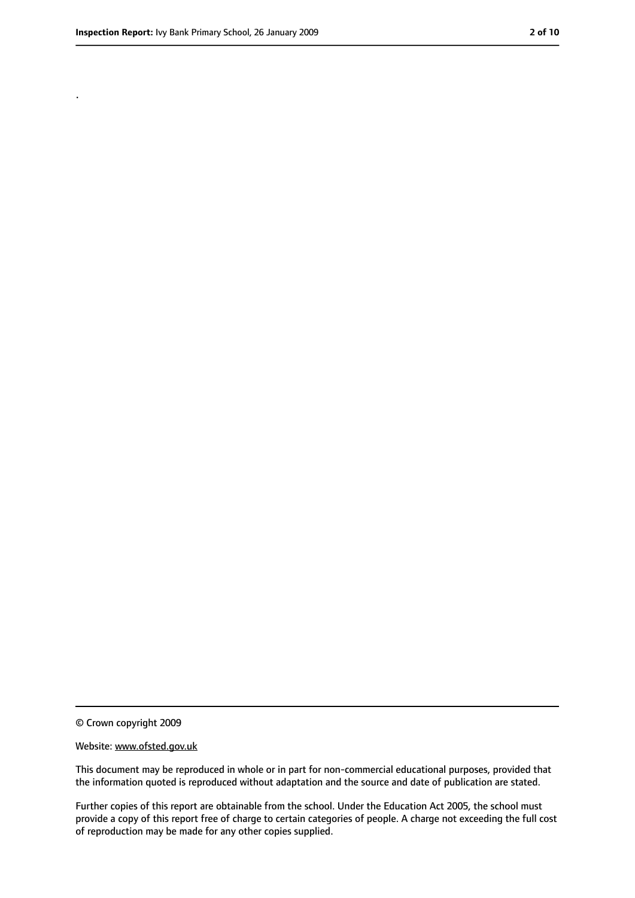.

© Crown copyright 2009

Website: www.ofsted.gov.uk

This document may be reproduced in whole or in part for non-commercial educational purposes, provided that the information quoted is reproduced without adaptation and the source and date of publication are stated.

Further copies of this report are obtainable from the school. Under the Education Act 2005, the school must provide a copy of this report free of charge to certain categories of people. A charge not exceeding the full cost of reproduction may be made for any other copies supplied.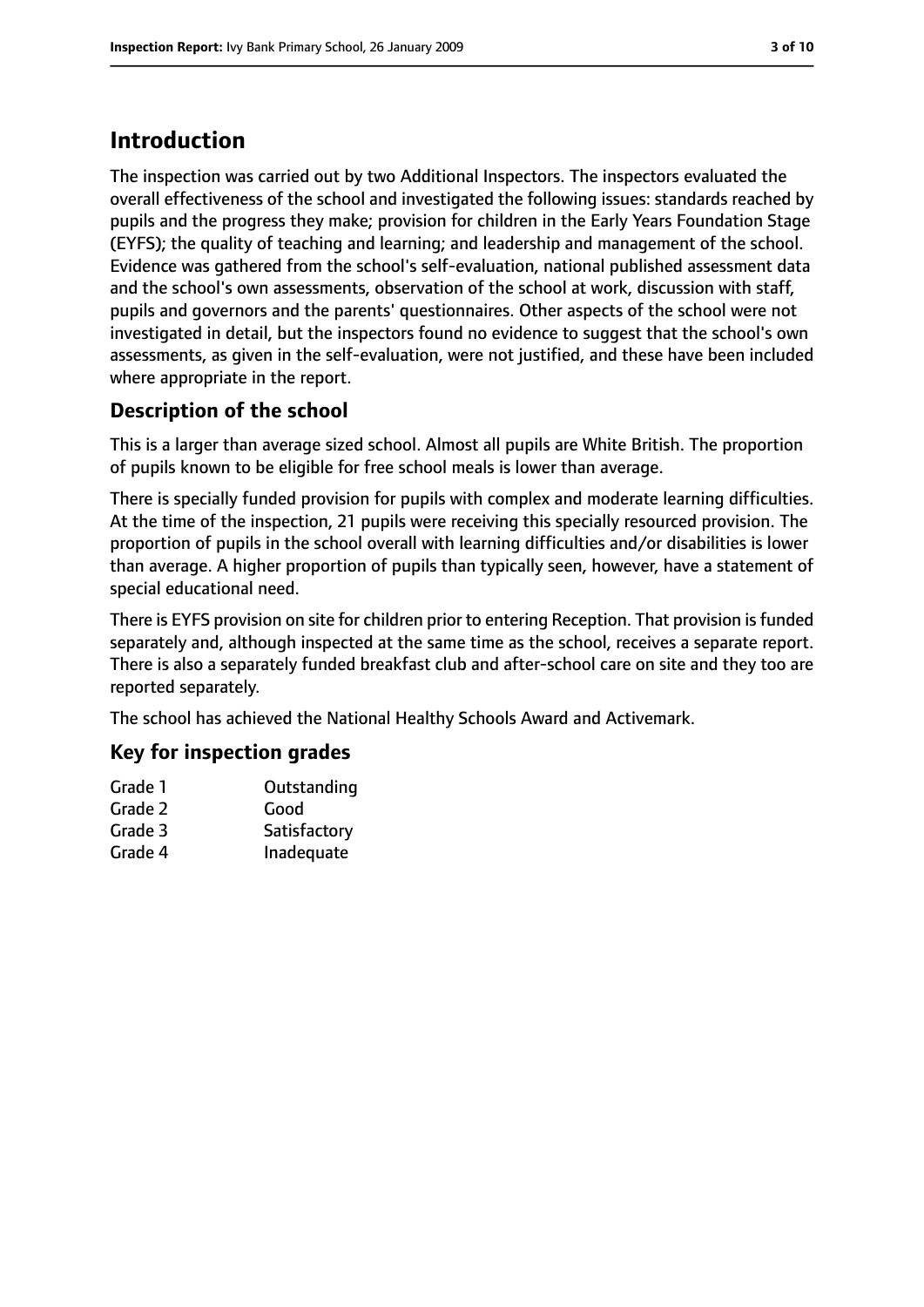# Introduction

The inspection was carried out by two Additional Inspectors. The inspectors evaluated the overall effectiveness of the school and investigated the following issues: standards reached by pupils and the progress they make; provision for children in the Early Years Foundation Stage (EYFS); the quality of teaching and learning; and leadership and management of the school. Evidence was gathered from the school's self-evaluation, national published assessment data and the school's own assessments, observation of the school at work, discussion with staff, pupils and governors and the parents' questionnaires. Other aspects of the school were not investigated in detail, but the inspectors found no evidence to suggest that the school's own assessments, as given in the self-evaluation, were not justified, and these have been included where appropriate in the report.

## Description of the school

This is a larger than average sized school. Almost all pupils are White British. The proportion of pupils known to be eligible for free school meals is lower than average.

There is specially funded provision for pupils with complex and moderate learning difficulties. At the time of the inspection, 21 pupils were receiving this specially resourced provision. The proportion of pupils in the school overall with learning difficulties and/or disabilities is lower than average. A higher proportion of pupils than typically seen, however, have a statement of special educational need.

There is EYFS provision on site for children prior to entering Reception. That provision is funded separately and, although inspected at the same time as the school, receives a separate report. There is also a separately funded breakfast club and after-school care on site and they too are reported separately.

The school has achieved the National Healthy Schools Award and Activemark.

## Key for inspection grades

| | |
|---|---|
| Grade 1 | Outstanding |
| Grade 2 | Good |
| Grade 3 | Satisfactory |
| Grade 4 | Inadequate |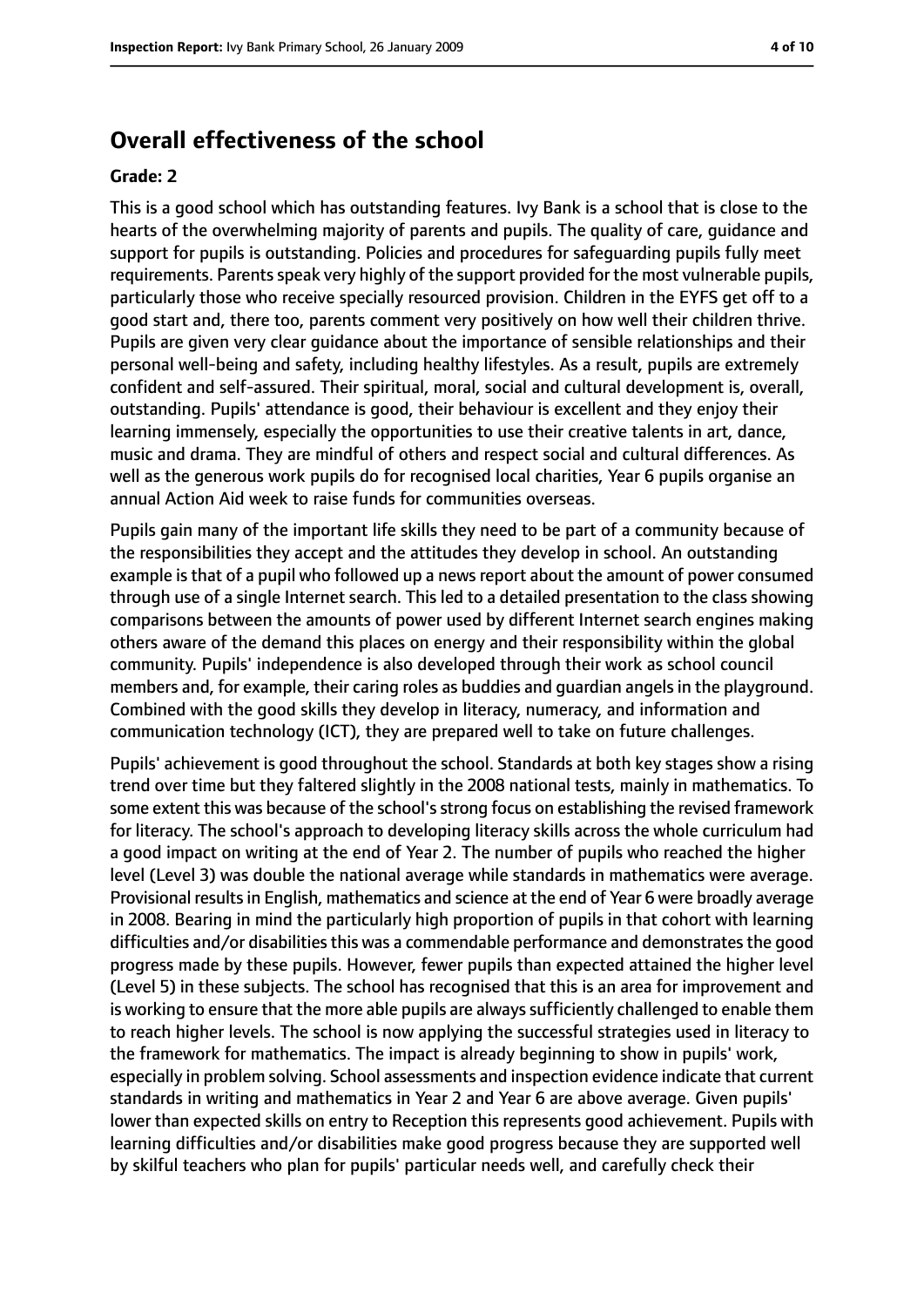## Overall effectiveness of the school

**Grade: 2**

This is a good school which has outstanding features. Ivy Bank is a school that is close to the hearts of the overwhelming majority of parents and pupils. The quality of care, guidance and support for pupils is outstanding. Policies and procedures for safeguarding pupils fully meet requirements. Parents speak very highly of the support provided for the most vulnerable pupils, particularly those who receive specially resourced provision. Children in the EYFS get off to a good start and, there too, parents comment very positively on how well their children thrive. Pupils are given very clear guidance about the importance of sensible relationships and their personal well-being and safety, including healthy lifestyles. As a result, pupils are extremely confident and self-assured. Their spiritual, moral, social and cultural development is, overall, outstanding. Pupils' attendance is good, their behaviour is excellent and they enjoy their learning immensely, especially the opportunities to use their creative talents in art, dance, music and drama. They are mindful of others and respect social and cultural differences. As well as the generous work pupils do for recognised local charities, Year 6 pupils organise an annual Action Aid week to raise funds for communities overseas.

Pupils gain many of the important life skills they need to be part of a community because of the responsibilities they accept and the attitudes they develop in school. An outstanding example is that of a pupil who followed up a news report about the amount of power consumed through use of a single Internet search. This led to a detailed presentation to the class showing comparisons between the amounts of power used by different Internet search engines making others aware of the demand this places on energy and their responsibility within the global community. Pupils' independence is also developed through their work as school council members and, for example, their caring roles as buddies and guardian angels in the playground. Combined with the good skills they develop in literacy, numeracy, and information and communication technology (ICT), they are prepared well to take on future challenges.

Pupils' achievement is good throughout the school. Standards at both key stages show a rising trend over time but they faltered slightly in the 2008 national tests, mainly in mathematics. To some extent this was because of the school's strong focus on establishing the revised framework for literacy. The school's approach to developing literacy skills across the whole curriculum had a good impact on writing at the end of Year 2. The number of pupils who reached the higher level (Level 3) was double the national average while standards in mathematics were average. Provisional results in English, mathematics and science at the end of Year 6 were broadly average in 2008. Bearing in mind the particularly high proportion of pupils in that cohort with learning difficulties and/or disabilities this was a commendable performance and demonstrates the good progress made by these pupils. However, fewer pupils than expected attained the higher level (Level 5) in these subjects. The school has recognised that this is an area for improvement and is working to ensure that the more able pupils are always sufficiently challenged to enable them to reach higher levels. The school is now applying the successful strategies used in literacy to the framework for mathematics. The impact is already beginning to show in pupils' work, especially in problem solving. School assessments and inspection evidence indicate that current standards in writing and mathematics in Year 2 and Year 6 are above average. Given pupils' lower than expected skills on entry to Reception this represents good achievement. Pupils with learning difficulties and/or disabilities make good progress because they are supported well by skilful teachers who plan for pupils' particular needs well, and carefully check their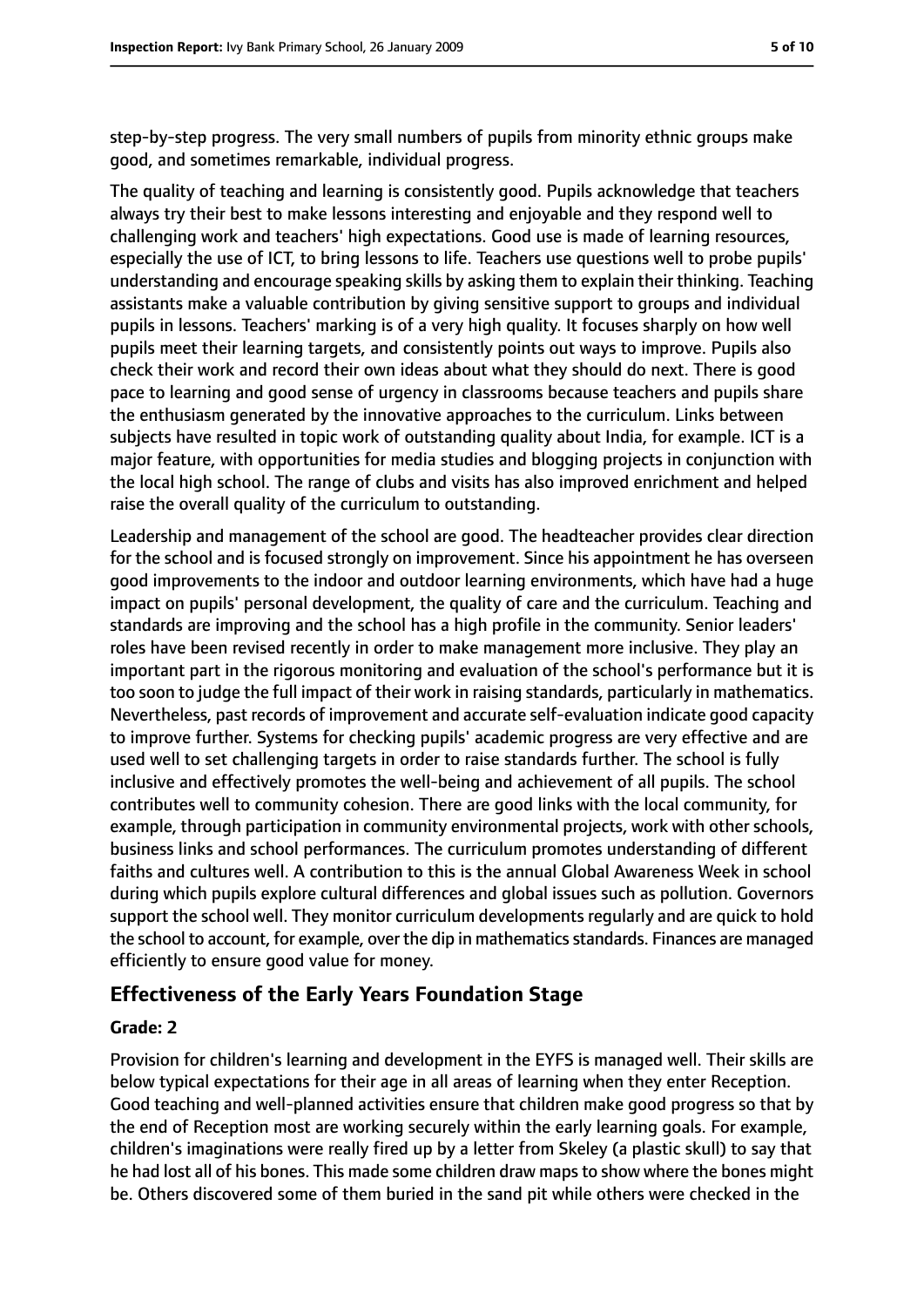step-by-step progress. The very small numbers of pupils from minority ethnic groups make good, and sometimes remarkable, individual progress.

The quality of teaching and learning is consistently good. Pupils acknowledge that teachers always try their best to make lessons interesting and enjoyable and they respond well to challenging work and teachers' high expectations. Good use is made of learning resources, especially the use of ICT, to bring lessons to life. Teachers use questions well to probe pupils' understanding and encourage speaking skills by asking them to explain their thinking. Teaching assistants make a valuable contribution by giving sensitive support to groups and individual pupils in lessons. Teachers' marking is of a very high quality. It focuses sharply on how well pupils meet their learning targets, and consistently points out ways to improve. Pupils also check their work and record their own ideas about what they should do next. There is good pace to learning and good sense of urgency in classrooms because teachers and pupils share the enthusiasm generated by the innovative approaches to the curriculum. Links between subjects have resulted in topic work of outstanding quality about India, for example. ICT is a major feature, with opportunities for media studies and blogging projects in conjunction with the local high school. The range of clubs and visits has also improved enrichment and helped raise the overall quality of the curriculum to outstanding.

Leadership and management of the school are good. The headteacher provides clear direction for the school and is focused strongly on improvement. Since his appointment he has overseen good improvements to the indoor and outdoor learning environments, which have had a huge impact on pupils' personal development, the quality of care and the curriculum. Teaching and standards are improving and the school has a high profile in the community. Senior leaders' roles have been revised recently in order to make management more inclusive. They play an important part in the rigorous monitoring and evaluation of the school's performance but it is too soon to judge the full impact of their work in raising standards, particularly in mathematics. Nevertheless, past records of improvement and accurate self-evaluation indicate good capacity to improve further. Systems for checking pupils' academic progress are very effective and are used well to set challenging targets in order to raise standards further. The school is fully inclusive and effectively promotes the well-being and achievement of all pupils. The school contributes well to community cohesion. There are good links with the local community, for example, through participation in community environmental projects, work with other schools, business links and school performances. The curriculum promotes understanding of different faiths and cultures well. A contribution to this is the annual Global Awareness Week in school during which pupils explore cultural differences and global issues such as pollution. Governors support the school well. They monitor curriculum developments regularly and are quick to hold the school to account, for example, over the dip in mathematics standards. Finances are managed efficiently to ensure good value for money.

## Effectiveness of the Early Years Foundation Stage

### Grade: 2

Provision for children's learning and development in the EYFS is managed well. Their skills are below typical expectations for their age in all areas of learning when they enter Reception. Good teaching and well-planned activities ensure that children make good progress so that by the end of Reception most are working securely within the early learning goals. For example, children's imaginations were really fired up by a letter from Skeley (a plastic skull) to say that he had lost all of his bones. This made some children draw maps to show where the bones might be. Others discovered some of them buried in the sand pit while others were checked in the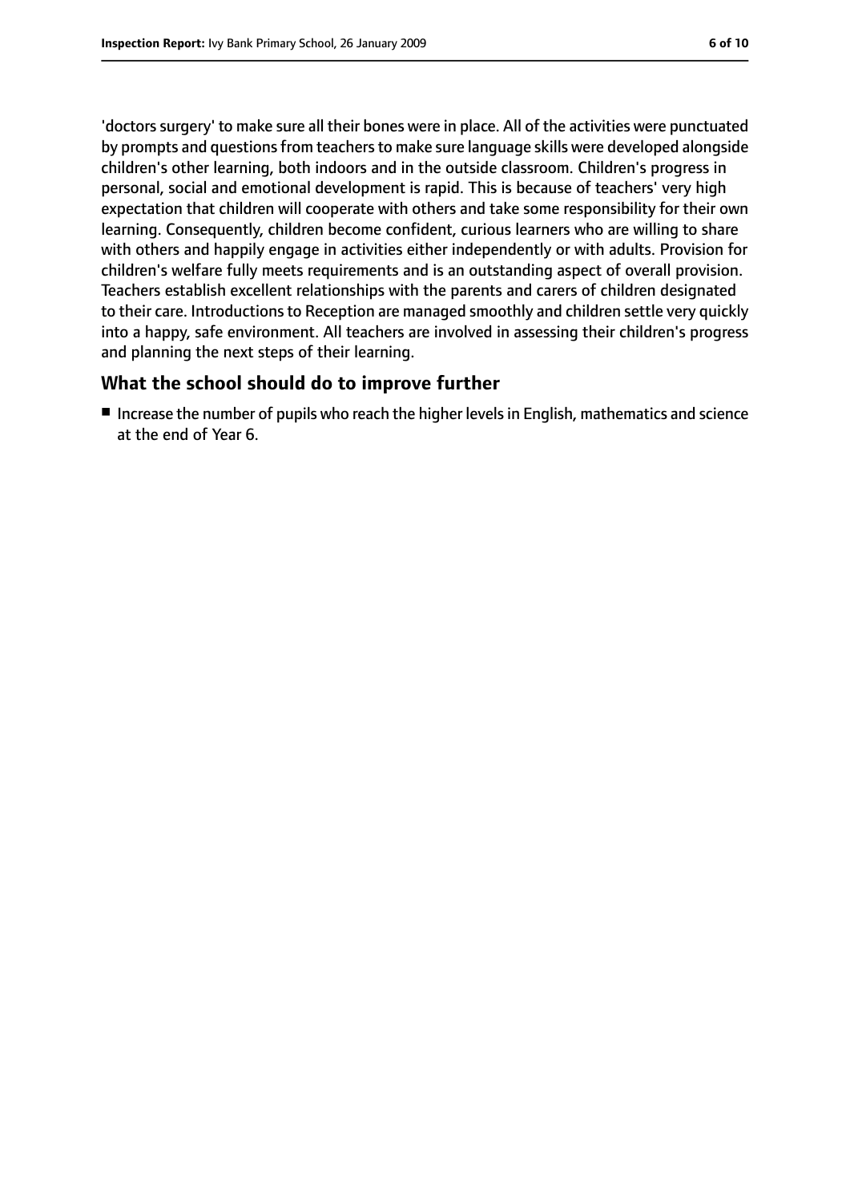'doctors surgery' to make sure all their bones were in place. All of the activities were punctuated by prompts and questions from teachers to make sure language skills were developed alongside children's other learning, both indoors and in the outside classroom. Children's progress in personal, social and emotional development is rapid. This is because of teachers' very high expectation that children will cooperate with others and take some responsibility for their own learning. Consequently, children become confident, curious learners who are willing to share with others and happily engage in activities either independently or with adults. Provision for children's welfare fully meets requirements and is an outstanding aspect of overall provision. Teachers establish excellent relationships with the parents and carers of children designated to their care. Introductions to Reception are managed smoothly and children settle very quickly into a happy, safe environment. All teachers are involved in assessing their children's progress and planning the next steps of their learning.

## What the school should do to improve further

- Increase the number of pupils who reach the higher levels in English, mathematics and science at the end of Year 6.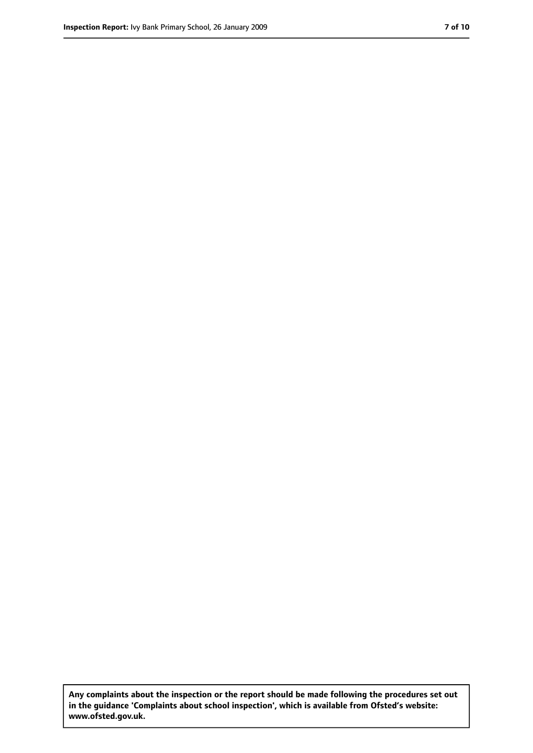**Any complaints about the inspection or the report should be made following the procedures set out in the guidance 'Complaints about school inspection', which is available from Ofsted's website: www.ofsted.gov.uk.**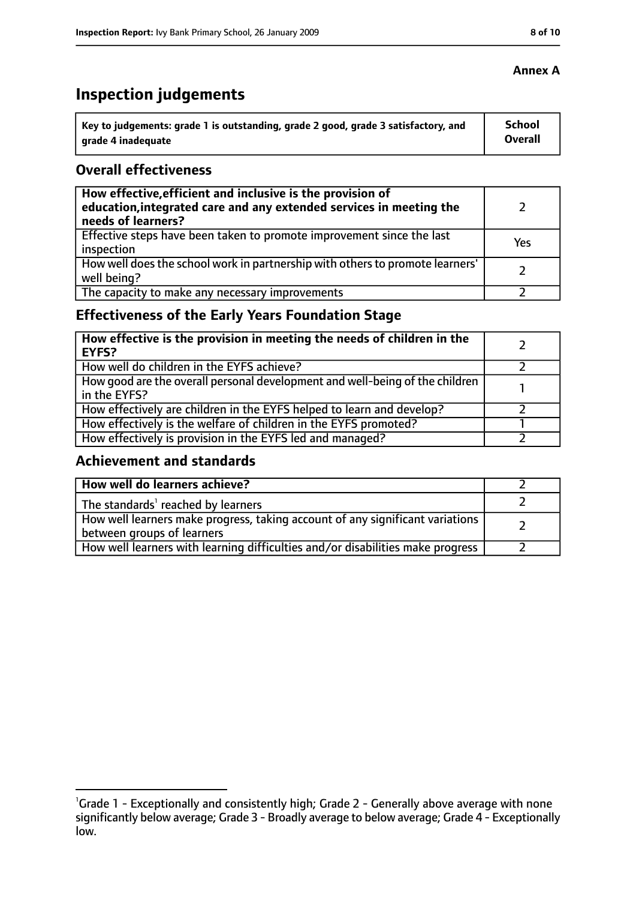**Annex A**

# Inspection judgements

| Key to judgements: grade 1 is outstanding, grade 2 good, grade 3 satisfactory, and grade 4 inadequate | School Overall |
|---|---|

## Overall effectiveness

| | |
|---|---|
| **How effective, efficient and inclusive is the provision of education, integrated care and any extended services in meeting the needs of learners?** | 2 |
| Effective steps have been taken to promote improvement since the last inspection | Yes |
| How well does the school work in partnership with others to promote learners' well being? | 2 |
| The capacity to make any necessary improvements | 2 |

## Effectiveness of the Early Years Foundation Stage

| | |
|---|---|
| **How effective is the provision in meeting the needs of children in the EYFS?** | 2 |
| How well do children in the EYFS achieve? | 2 |
| How good are the overall personal development and well-being of the children in the EYFS? | 1 |
| How effectively are children in the EYFS helped to learn and develop? | 2 |
| How effectively is the welfare of children in the EYFS promoted? | 1 |
| How effectively is provision in the EYFS led and managed? | 2 |

## Achievement and standards

| | |
|---|---|
| **How well do learners achieve?** | 2 |
| The standards[1] reached by learners | 2 |
| How well learners make progress, taking account of any significant variations between groups of learners | 2 |
| How well learners with learning difficulties and/or disabilities make progress | 2 |

[1] Grade 1 - Exceptionally and consistently high; Grade 2 - Generally above average with none significantly below average; Grade 3 - Broadly average to below average; Grade 4 - Exceptionally low.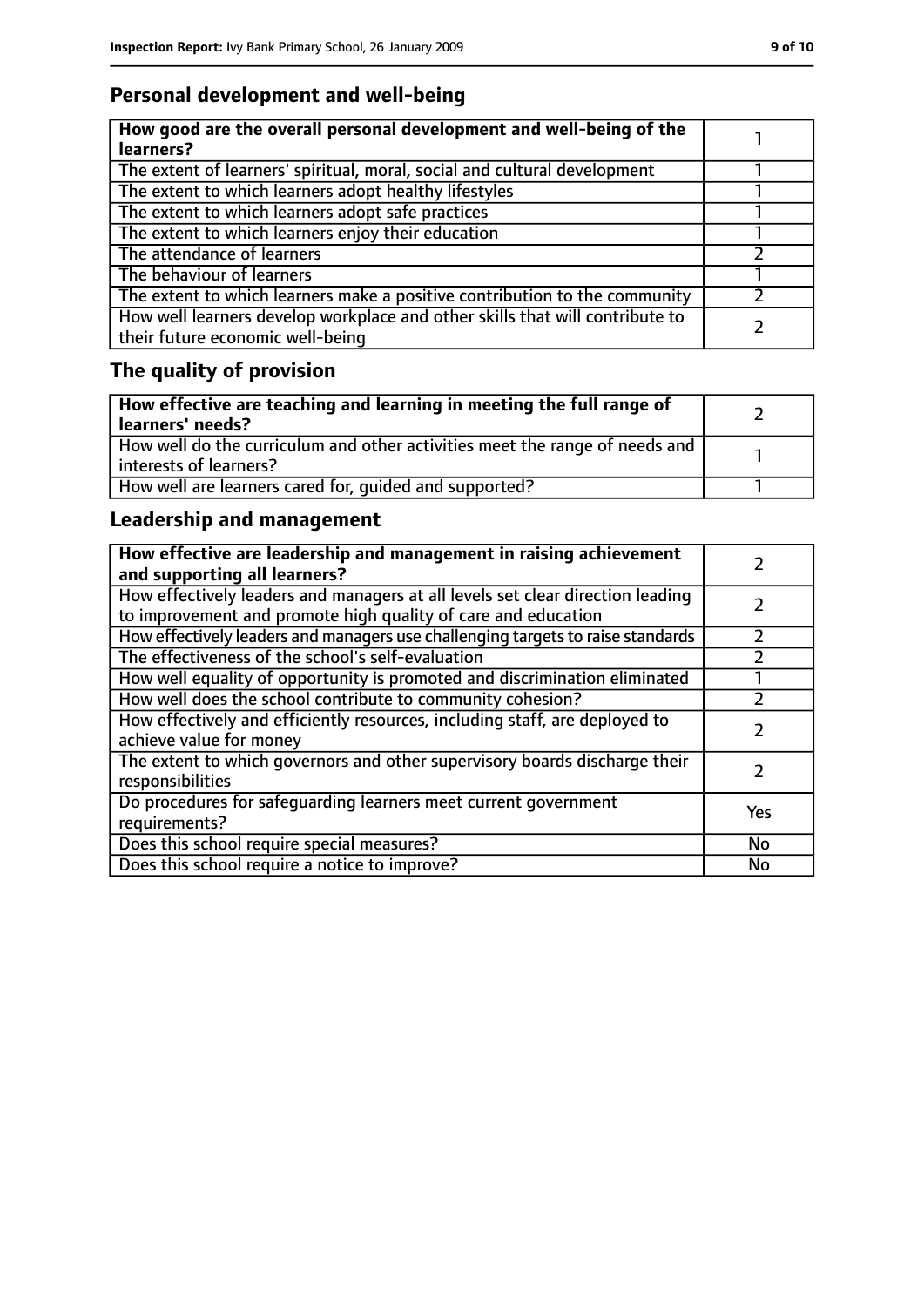## Personal development and well-being

| How good are the overall personal development and well-being of the learners? | 1 |
|---|---|
| The extent of learners' spiritual, moral, social and cultural development | 1 |
| The extent to which learners adopt healthy lifestyles | 1 |
| The extent to which learners adopt safe practices | 1 |
| The extent to which learners enjoy their education | 1 |
| The attendance of learners | 2 |
| The behaviour of learners | 1 |
| The extent to which learners make a positive contribution to the community | 2 |
| How well learners develop workplace and other skills that will contribute to their future economic well-being | 2 |

## The quality of provision

| How effective are teaching and learning in meeting the full range of learners' needs? | 2 |
|---|---|
| How well do the curriculum and other activities meet the range of needs and interests of learners? | 1 |
| How well are learners cared for, guided and supported? | 1 |

## Leadership and management

| How effective are leadership and management in raising achievement and supporting all learners? | 2 |
|---|---|
| How effectively leaders and managers at all levels set clear direction leading to improvement and promote high quality of care and education | 2 |
| How effectively leaders and managers use challenging targets to raise standards | 2 |
| The effectiveness of the school's self-evaluation | 2 |
| How well equality of opportunity is promoted and discrimination eliminated | 1 |
| How well does the school contribute to community cohesion? | 2 |
| How effectively and efficiently resources, including staff, are deployed to achieve value for money | 2 |
| The extent to which governors and other supervisory boards discharge their responsibilities | 2 |
| Do procedures for safeguarding learners meet current government requirements? | Yes |
| Does this school require special measures? | No |
| Does this school require a notice to improve? | No |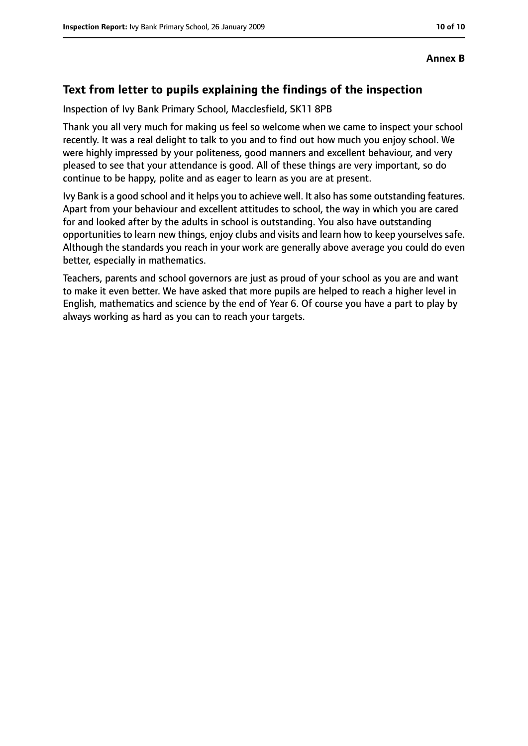**Annex B**

## Text from letter to pupils explaining the findings of the inspection

Inspection of Ivy Bank Primary School, Macclesfield, SK11 8PB

Thank you all very much for making us feel so welcome when we came to inspect your school recently. It was a real delight to talk to you and to find out how much you enjoy school. We were highly impressed by your politeness, good manners and excellent behaviour, and very pleased to see that your attendance is good. All of these things are very important, so do continue to be happy, polite and as eager to learn as you are at present.

Ivy Bank is a good school and it helps you to achieve well. It also has some outstanding features. Apart from your behaviour and excellent attitudes to school, the way in which you are cared for and looked after by the adults in school is outstanding. You also have outstanding opportunities to learn new things, enjoy clubs and visits and learn how to keep yourselves safe. Although the standards you reach in your work are generally above average you could do even better, especially in mathematics.

Teachers, parents and school governors are just as proud of your school as you are and want to make it even better. We have asked that more pupils are helped to reach a higher level in English, mathematics and science by the end of Year 6. Of course you have a part to play by always working as hard as you can to reach your targets.